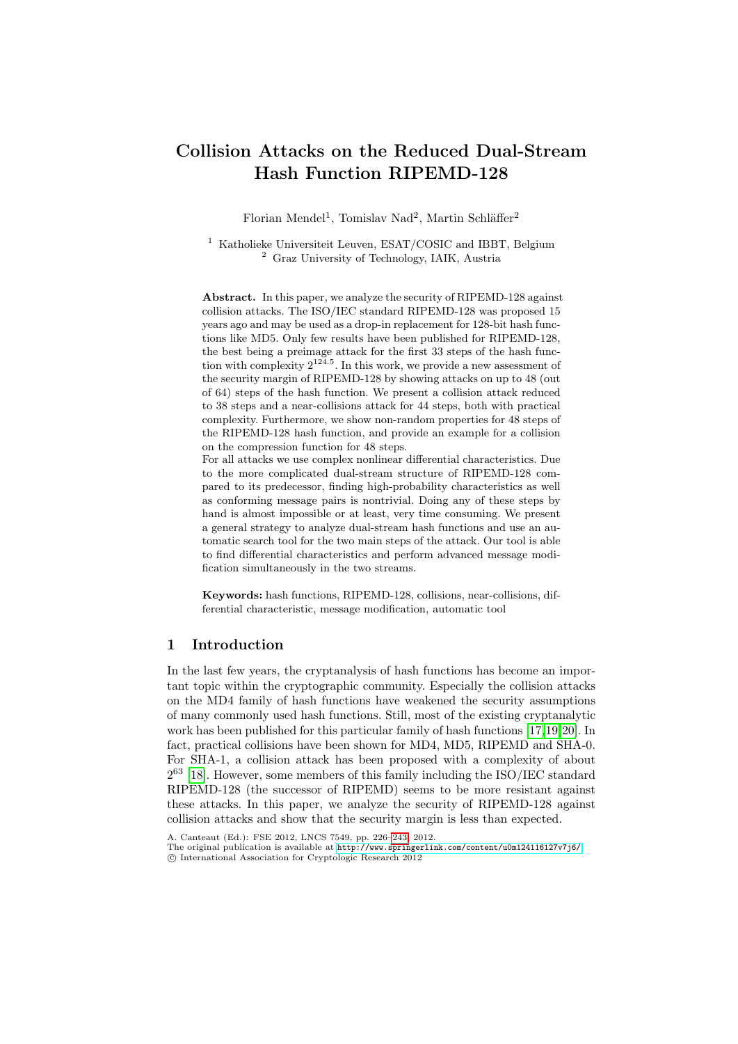# Collision Attacks on the Reduced Dual-Stream Hash Function RIPEMD-128

Florian Mendel[1], Tomislav Nad[2], Martin Schläffer[2]

[1] Katholieke Universiteit Leuven, ESAT/COSIC and IBBT, Belgium
[2] Graz University of Technology, IAIK, Austria

**Abstract.** In this paper, we analyze the security of RIPEMD-128 against collision attacks. The ISO/IEC standard RIPEMD-128 was proposed 15 years ago and may be used as a drop-in replacement for 128-bit hash functions like MD5. Only few results have been published for RIPEMD-128, the best being a preimage attack for the first 33 steps of the hash function with complexity $2^{124.5}$. In this work, we provide a new assessment of the security margin of RIPEMD-128 by showing attacks on up to 48 (out of 64) steps of the hash function. We present a collision attack reduced to 38 steps and a near-collisions attack for 44 steps, both with practical complexity. Furthermore, we show non-random properties for 48 steps of the RIPEMD-128 hash function, and provide an example for a collision on the compression function for 48 steps.

For all attacks we use complex nonlinear differential characteristics. Due to the more complicated dual-stream structure of RIPEMD-128 compared to its predecessor, finding high-probability characteristics as well as conforming message pairs is nontrivial. Doing any of these steps by hand is almost impossible or at least, very time consuming. We present a general strategy to analyze dual-stream hash functions and use an automatic search tool for the two main steps of the attack. Our tool is able to find differential characteristics and perform advanced message modification simultaneously in the two streams.

**Keywords:** hash functions, RIPEMD-128, collisions, near-collisions, differential characteristic, message modification, automatic tool

## 1 Introduction

In the last few years, the cryptanalysis of hash functions has become an important topic within the cryptographic community. Especially the collision attacks on the MD4 family of hash functions have weakened the security assumptions of many commonly used hash functions. Still, most of the existing cryptanalytic work has been published for this particular family of hash functions [17,19,20]. In fact, practical collisions have been shown for MD4, MD5, RIPEMD and SHA-0. For SHA-1, a collision attack has been proposed with a complexity of about $2^{63}$ [18]. However, some members of this family including the ISO/IEC standard RIPEMD-128 (the successor of RIPEMD) seems to be more resistant against these attacks. In this paper, we analyze the security of RIPEMD-128 against collision attacks and show that the security margin is less than expected.

A. Canteaut (Ed.): FSE 2012, LNCS 7549, pp. 226–243, 2012.
The original publication is available at http://www.springerlink.com/content/u0m124116127v7j6/
© International Association for Cryptologic Research 2012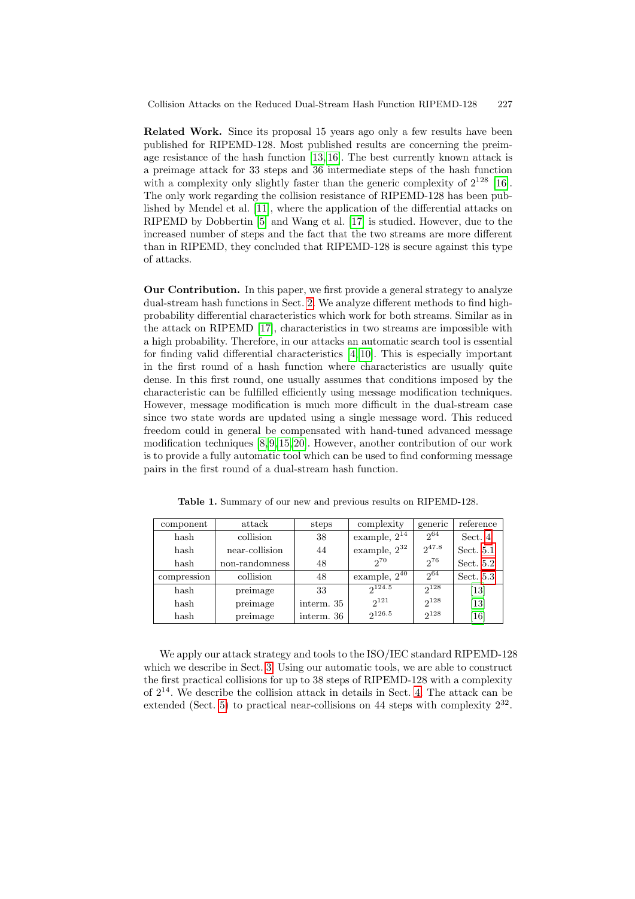**Related Work.** Since its proposal 15 years ago only a few results have been published for RIPEMD-128. Most published results are concerning the preimage resistance of the hash function [13,16]. The best currently known attack is a preimage attack for 33 steps and 36 intermediate steps of the hash function with a complexity only slightly faster than the generic complexity of $2^{128}$ [16]. The only work regarding the collision resistance of RIPEMD-128 has been published by Mendel et al. [11], where the application of the differential attacks on RIPEMD by Dobbertin [5] and Wang et al. [17] is studied. However, due to the increased number of steps and the fact that the two streams are more different than in RIPEMD, they concluded that RIPEMD-128 is secure against this type of attacks.

**Our Contribution.** In this paper, we first provide a general strategy to analyze dual-stream hash functions in Sect. 2. We analyze different methods to find high-probability differential characteristics which work for both streams. Similar as in the attack on RIPEMD [17], characteristics in two streams are impossible with a high probability. Therefore, in our attacks an automatic search tool is essential for finding valid differential characteristics [4,10]. This is especially important in the first round of a hash function where characteristics are usually quite dense. In this first round, one usually assumes that conditions imposed by the characteristic can be fulfilled efficiently using message modification techniques. However, message modification is much more difficult in the dual-stream case since two state words are updated using a single message word. This reduced freedom could in general be compensated with hand-tuned advanced message modification techniques [8,9,15,20]. However, another contribution of our work is to provide a fully automatic tool which can be used to find conforming message pairs in the first round of a dual-stream hash function.

**Table 1.** Summary of our new and previous results on RIPEMD-128.

| component | attack | steps | complexity | generic | reference |
|---|---|---|---|---|---|
| hash | collision | 38 | example, $2^{14}$ | $2^{64}$ | Sect. 4 |
| hash | near-collision | 44 | example, $2^{32}$ | $2^{47.8}$ | Sect. 5.1 |
| hash | non-randomness | 48 | $2^{70}$ | $2^{76}$ | Sect. 5.2 |
| compression | collision | 48 | example, $2^{40}$ | $2^{64}$ | Sect. 5.3 |
| hash | preimage | 33 | $2^{124.5}$ | $2^{128}$ | [13] |
| hash | preimage | interm. 35 | $2^{121}$ | $2^{128}$ | [13] |
| hash | preimage | interm. 36 | $2^{126.5}$ | $2^{128}$ | [16] |

We apply our attack strategy and tools to the ISO/IEC standard RIPEMD-128 which we describe in Sect. 3. Using our automatic tools, we are able to construct the first practical collisions for up to 38 steps of RIPEMD-128 with a complexity of $2^{14}$. We describe the collision attack in details in Sect. 4. The attack can be extended (Sect. 5) to practical near-collisions on 44 steps with complexity $2^{32}$.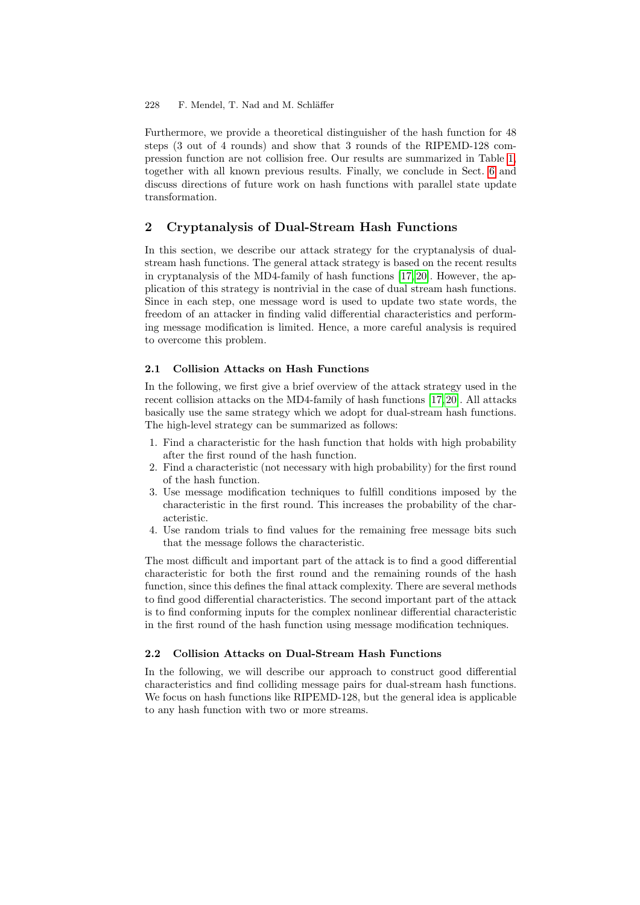Furthermore, we provide a theoretical distinguisher of the hash function for 48 steps (3 out of 4 rounds) and show that 3 rounds of the RIPEMD-128 compression function are not collision free. Our results are summarized in Table 1, together with all known previous results. Finally, we conclude in Sect. 6 and discuss directions of future work on hash functions with parallel state update transformation.

## 2 Cryptanalysis of Dual-Stream Hash Functions

In this section, we describe our attack strategy for the cryptanalysis of dual-stream hash functions. The general attack strategy is based on the recent results in cryptanalysis of the MD4-family of hash functions [17,20]. However, the application of this strategy is nontrivial in the case of dual stream hash functions. Since in each step, one message word is used to update two state words, the freedom of an attacker in finding valid differential characteristics and performing message modification is limited. Hence, a more careful analysis is required to overcome this problem.

### 2.1 Collision Attacks on Hash Functions

In the following, we first give a brief overview of the attack strategy used in the recent collision attacks on the MD4-family of hash functions [17,20]. All attacks basically use the same strategy which we adopt for dual-stream hash functions. The high-level strategy can be summarized as follows:

1. Find a characteristic for the hash function that holds with high probability after the first round of the hash function.
2. Find a characteristic (not necessary with high probability) for the first round of the hash function.
3. Use message modification techniques to fulfill conditions imposed by the characteristic in the first round. This increases the probability of the characteristic.
4. Use random trials to find values for the remaining free message bits such that the message follows the characteristic.

The most difficult and important part of the attack is to find a good differential characteristic for both the first round and the remaining rounds of the hash function, since this defines the final attack complexity. There are several methods to find good differential characteristics. The second important part of the attack is to find conforming inputs for the complex nonlinear differential characteristic in the first round of the hash function using message modification techniques.

### 2.2 Collision Attacks on Dual-Stream Hash Functions

In the following, we will describe our approach to construct good differential characteristics and find colliding message pairs for dual-stream hash functions. We focus on hash functions like RIPEMD-128, but the general idea is applicable to any hash function with two or more streams.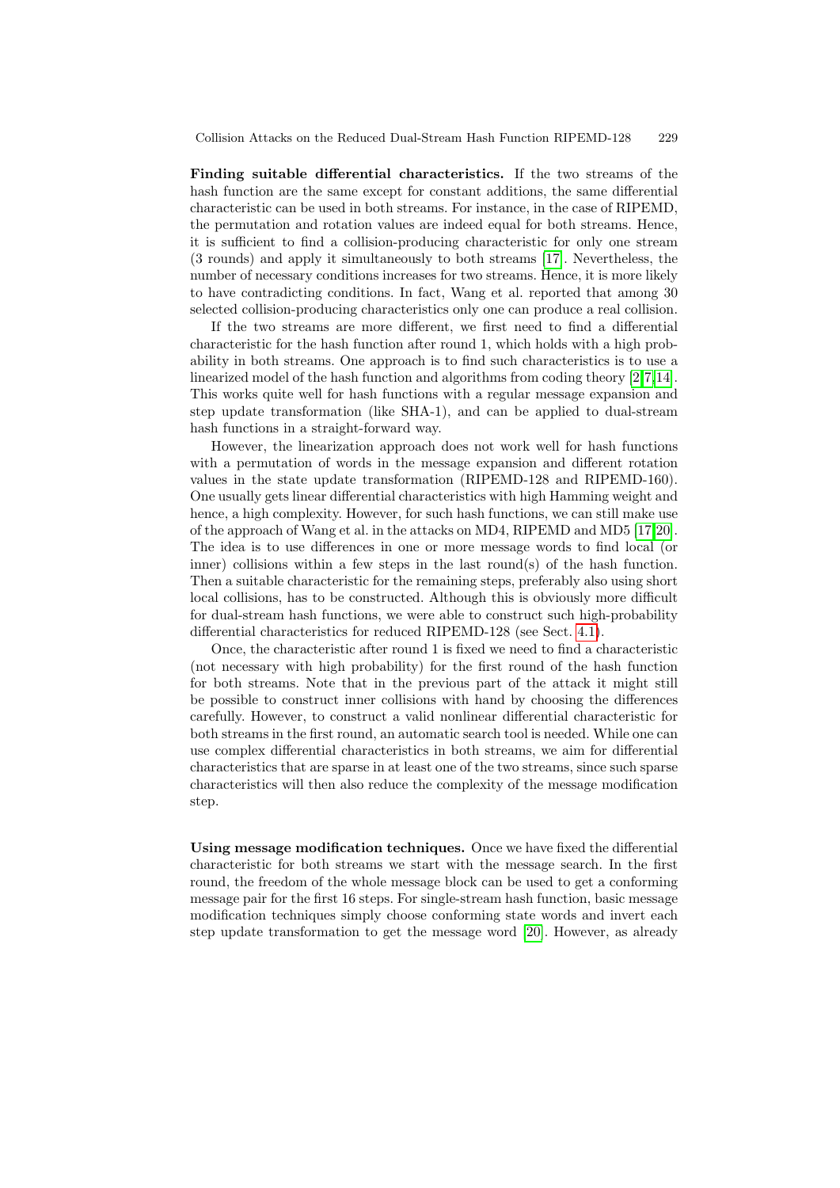**Finding suitable differential characteristics.** If the two streams of the hash function are the same except for constant additions, the same differential characteristic can be used in both streams. For instance, in the case of RIPEMD, the permutation and rotation values are indeed equal for both streams. Hence, it is sufficient to find a collision-producing characteristic for only one stream (3 rounds) and apply it simultaneously to both streams [17]. Nevertheless, the number of necessary conditions increases for two streams. Hence, it is more likely to have contradicting conditions. In fact, Wang et al. reported that among 30 selected collision-producing characteristics only one can produce a real collision.

If the two streams are more different, we first need to find a differential characteristic for the hash function after round 1, which holds with a high probability in both streams. One approach is to find such characteristics is to use a linearized model of the hash function and algorithms from coding theory [2,7,14]. This works quite well for hash functions with a regular message expansion and step update transformation (like SHA-1), and can be applied to dual-stream hash functions in a straight-forward way.

However, the linearization approach does not work well for hash functions with a permutation of words in the message expansion and different rotation values in the state update transformation (RIPEMD-128 and RIPEMD-160). One usually gets linear differential characteristics with high Hamming weight and hence, a high complexity. However, for such hash functions, we can still make use of the approach of Wang et al. in the attacks on MD4, RIPEMD and MD5 [17,20]. The idea is to use differences in one or more message words to find local (or inner) collisions within a few steps in the last round(s) of the hash function. Then a suitable characteristic for the remaining steps, preferably also using short local collisions, has to be constructed. Although this is obviously more difficult for dual-stream hash functions, we were able to construct such high-probability differential characteristics for reduced RIPEMD-128 (see Sect. 4.1).

Once, the characteristic after round 1 is fixed we need to find a characteristic (not necessary with high probability) for the first round of the hash function for both streams. Note that in the previous part of the attack it might still be possible to construct inner collisions with hand by choosing the differences carefully. However, to construct a valid nonlinear differential characteristic for both streams in the first round, an automatic search tool is needed. While one can use complex differential characteristics in both streams, we aim for differential characteristics that are sparse in at least one of the two streams, since such sparse characteristics will then also reduce the complexity of the message modification step.

**Using message modification techniques.** Once we have fixed the differential characteristic for both streams we start with the message search. In the first round, the freedom of the whole message block can be used to get a conforming message pair for the first 16 steps. For single-stream hash function, basic message modification techniques simply choose conforming state words and invert each step update transformation to get the message word [20]. However, as already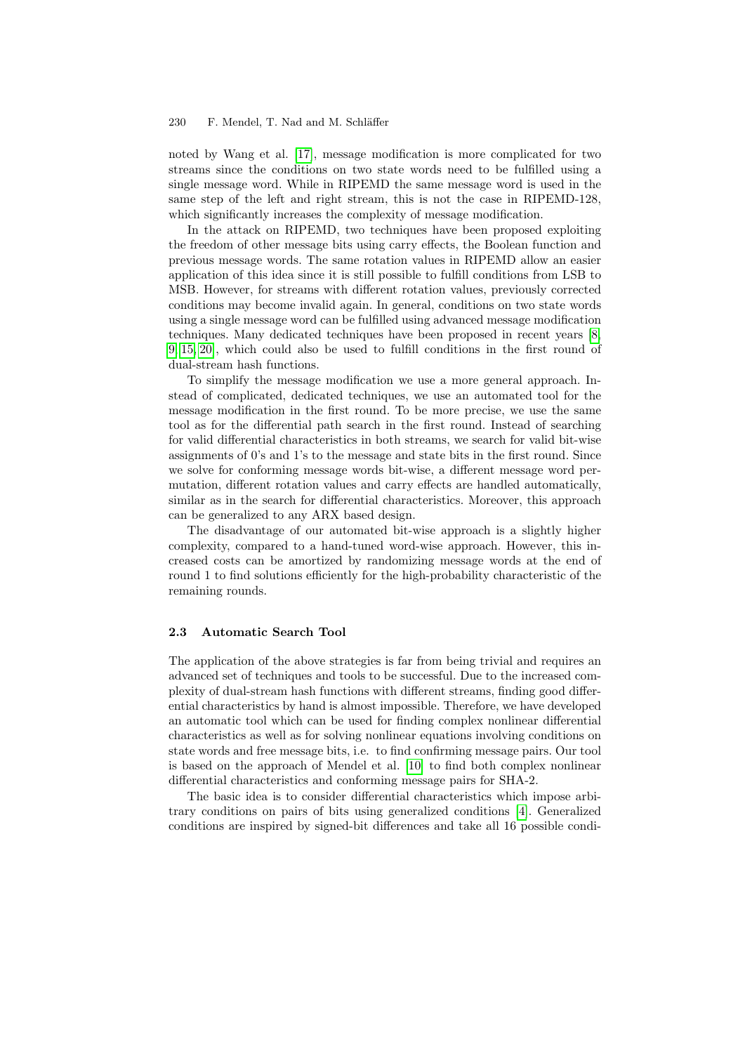noted by Wang et al. [17], message modification is more complicated for two streams since the conditions on two state words need to be fulfilled using a single message word. While in RIPEMD the same message word is used in the same step of the left and right stream, this is not the case in RIPEMD-128, which significantly increases the complexity of message modification.

In the attack on RIPEMD, two techniques have been proposed exploiting the freedom of other message bits using carry effects, the Boolean function and previous message words. The same rotation values in RIPEMD allow an easier application of this idea since it is still possible to fulfill conditions from LSB to MSB. However, for streams with different rotation values, previously corrected conditions may become invalid again. In general, conditions on two state words using a single message word can be fulfilled using advanced message modification techniques. Many dedicated techniques have been proposed in recent years [8, 9, 15, 20], which could also be used to fulfill conditions in the first round of dual-stream hash functions.

To simplify the message modification we use a more general approach. Instead of complicated, dedicated techniques, we use an automated tool for the message modification in the first round. To be more precise, we use the same tool as for the differential path search in the first round. Instead of searching for valid differential characteristics in both streams, we search for valid bit-wise assignments of 0's and 1's to the message and state bits in the first round. Since we solve for conforming message words bit-wise, a different message word permutation, different rotation values and carry effects are handled automatically, similar as in the search for differential characteristics. Moreover, this approach can be generalized to any ARX based design.

The disadvantage of our automated bit-wise approach is a slightly higher complexity, compared to a hand-tuned word-wise approach. However, this increased costs can be amortized by randomizing message words at the end of round 1 to find solutions efficiently for the high-probability characteristic of the remaining rounds.

### 2.3 Automatic Search Tool

The application of the above strategies is far from being trivial and requires an advanced set of techniques and tools to be successful. Due to the increased complexity of dual-stream hash functions with different streams, finding good differential characteristics by hand is almost impossible. Therefore, we have developed an automatic tool which can be used for finding complex nonlinear differential characteristics as well as for solving nonlinear equations involving conditions on state words and free message bits, i.e. to find confirming message pairs. Our tool is based on the approach of Mendel et al. [10] to find both complex nonlinear differential characteristics and conforming message pairs for SHA-2.

The basic idea is to consider differential characteristics which impose arbitrary conditions on pairs of bits using generalized conditions [4]. Generalized conditions are inspired by signed-bit differences and take all 16 possible condi-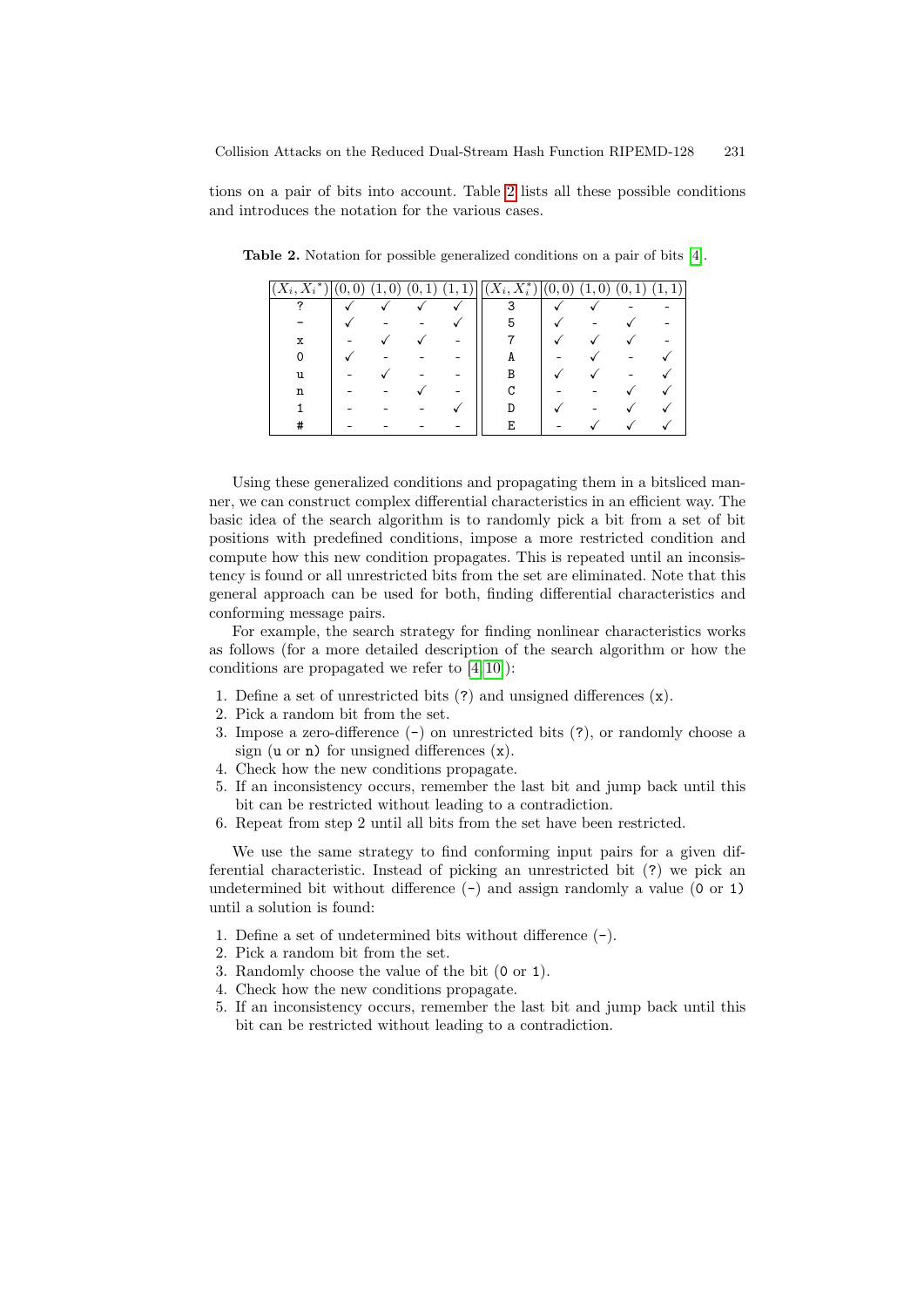tions on a pair of bits into account. Table 2 lists all these possible conditions and introduces the notation for the various cases.

**Table 2.** Notation for possible generalized conditions on a pair of bits [4].

| $(X_i, X_i^*)$ | (0,0) | (1,0) | (0,1) | (1,1) | $(X_i, X_i^*)$ | (0,0) | (1,0) | (0,1) | (1,1) |
|---|---|---|---|---|---|---|---|---|---|
| ? | ✓ | ✓ | ✓ | ✓ | 3 | ✓ | ✓ | - | - |
| - | ✓ | - | - | ✓ | 5 | ✓ | - | ✓ | - |
| x | - | ✓ | ✓ | - | 7 | ✓ | ✓ | ✓ | - |
| 0 | ✓ | - | - | - | A | - | ✓ | - | ✓ |
| u | - | ✓ | - | - | B | ✓ | ✓ | - | ✓ |
| n | - | - | ✓ | - | C | - | - | ✓ | ✓ |
| 1 | - | - | - | ✓ | D | ✓ | - | ✓ | ✓ |
| # | - | - | - | - | E | - | ✓ | ✓ | ✓ |

Using these generalized conditions and propagating them in a bitsliced manner, we can construct complex differential characteristics in an efficient way. The basic idea of the search algorithm is to randomly pick a bit from a set of bit positions with predefined conditions, impose a more restricted condition and compute how this new condition propagates. This is repeated until an inconsistency is found or all unrestricted bits from the set are eliminated. Note that this general approach can be used for both, finding differential characteristics and conforming message pairs.

For example, the search strategy for finding nonlinear characteristics works as follows (for a more detailed description of the search algorithm or how the conditions are propagated we refer to [4,10]):

1. Define a set of unrestricted bits (?) and unsigned differences (x).
2. Pick a random bit from the set.
3. Impose a zero-difference (-) on unrestricted bits (?), or randomly choose a sign (u or n) for unsigned differences (x).
4. Check how the new conditions propagate.
5. If an inconsistency occurs, remember the last bit and jump back until this bit can be restricted without leading to a contradiction.
6. Repeat from step 2 until all bits from the set have been restricted.

We use the same strategy to find conforming input pairs for a given differential characteristic. Instead of picking an unrestricted bit (?) we pick an undetermined bit without difference (-) and assign randomly a value (0 or 1) until a solution is found:

1. Define a set of undetermined bits without difference (-).
2. Pick a random bit from the set.
3. Randomly choose the value of the bit (0 or 1).
4. Check how the new conditions propagate.
5. If an inconsistency occurs, remember the last bit and jump back until this bit can be restricted without leading to a contradiction.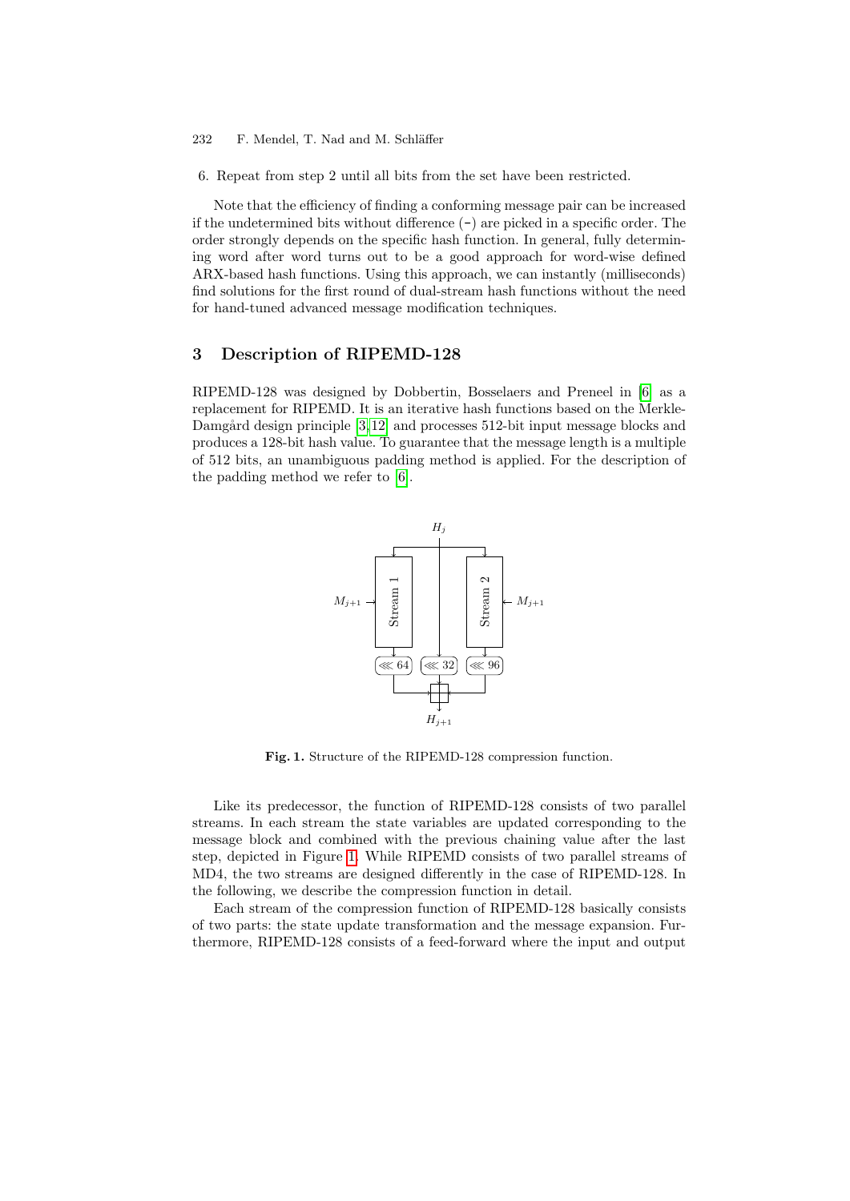6. Repeat from step 2 until all bits from the set have been restricted.

Note that the efficiency of finding a conforming message pair can be increased if the undetermined bits without difference (-) are picked in a specific order. The order strongly depends on the specific hash function. In general, fully determining word after word turns out to be a good approach for word-wise defined ARX-based hash functions. Using this approach, we can instantly (milliseconds) find solutions for the first round of dual-stream hash functions without the need for hand-tuned advanced message modification techniques.

## 3 Description of RIPEMD-128

RIPEMD-128 was designed by Dobbertin, Bosselaers and Preneel in [6] as a replacement for RIPEMD. It is an iterative hash functions based on the Merkle-Damgård design principle [3,12] and processes 512-bit input message blocks and produces a 128-bit hash value. To guarantee that the message length is a multiple of 512 bits, an unambiguous padding method is applied. For the description of the padding method we refer to [6].

$H_j$

$M_{j+1}$

Stream 1

Stream 2

$M_{j+1}$

$\lll 64$

$\lll 32$

$\lll 96$

$H_{j+1}$

**Fig. 1.** Structure of the RIPEMD-128 compression function.

Like its predecessor, the function of RIPEMD-128 consists of two parallel streams. In each stream the state variables are updated corresponding to the message block and combined with the previous chaining value after the last step, depicted in Figure 1. While RIPEMD consists of two parallel streams of MD4, the two streams are designed differently in the case of RIPEMD-128. In the following, we describe the compression function in detail.

Each stream of the compression function of RIPEMD-128 basically consists of two parts: the state update transformation and the message expansion. Furthermore, RIPEMD-128 consists of a feed-forward where the input and output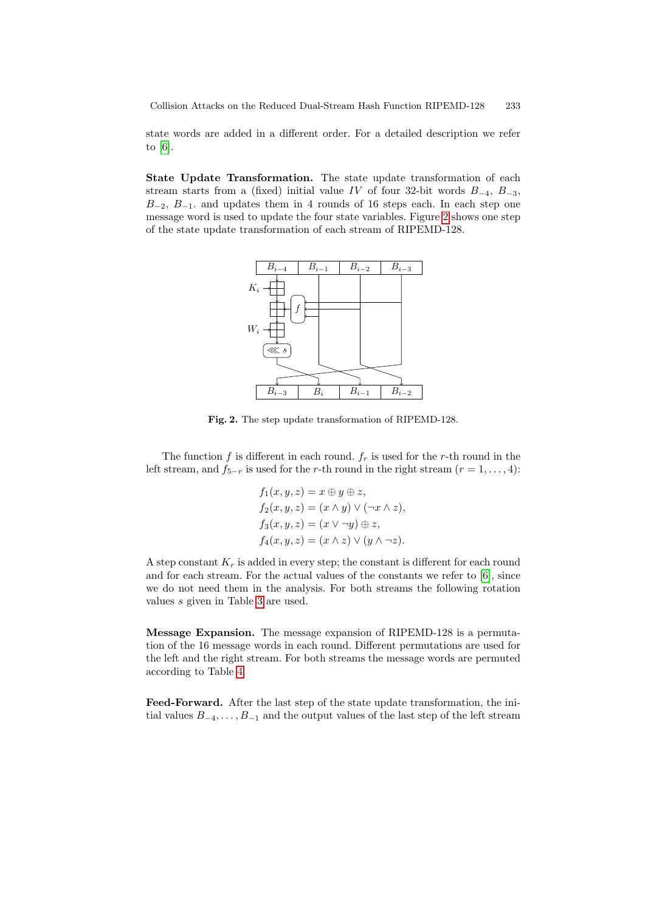state words are added in a different order. For a detailed description we refer to [6].

**State Update Transformation.** The state update transformation of each stream starts from a (fixed) initial value $IV$ of four 32-bit words $B_{-4}$, $B_{-3}$, $B_{-2}$, $B_{-1}$. and updates them in 4 rounds of 16 steps each. In each step one message word is used to update the four state variables. Figure 2 shows one step of the state update transformation of each stream of RIPEMD-128.

$B_{i-4}$ $B_{i-1}$ $B_{i-2}$ $B_{i-3}$

$K_i$

$f$

$W_i$

$\lll s$

$B_{i-3}$ $B_i$ $B_{i-1}$ $B_{i-2}$

**Fig. 2.** The step update transformation of RIPEMD-128.

The function $f$ is different in each round. $f_r$ is used for the $r$-th round in the left stream, and $f_{5-r}$ is used for the $r$-th round in the right stream ($r = 1, \ldots, 4$):

$$
\begin{aligned}
f_1(x, y, z) &= x \oplus y \oplus z, \\
f_2(x, y, z) &= (x \wedge y) \vee (\neg x \wedge z), \\
f_3(x, y, z) &= (x \vee \neg y) \oplus z, \\
f_4(x, y, z) &= (x \wedge z) \vee (y \wedge \neg z).
\end{aligned}
$$

A step constant $K_r$ is added in every step; the constant is different for each round and for each stream. For the actual values of the constants we refer to [6], since we do not need them in the analysis. For both streams the following rotation values $s$ given in Table 3 are used.

**Message Expansion.** The message expansion of RIPEMD-128 is a permutation of the 16 message words in each round. Different permutations are used for the left and the right stream. For both streams the message words are permuted according to Table 4.

**Feed-Forward.** After the last step of the state update transformation, the initial values $B_{-4}, \ldots, B_{-1}$ and the output values of the last step of the left stream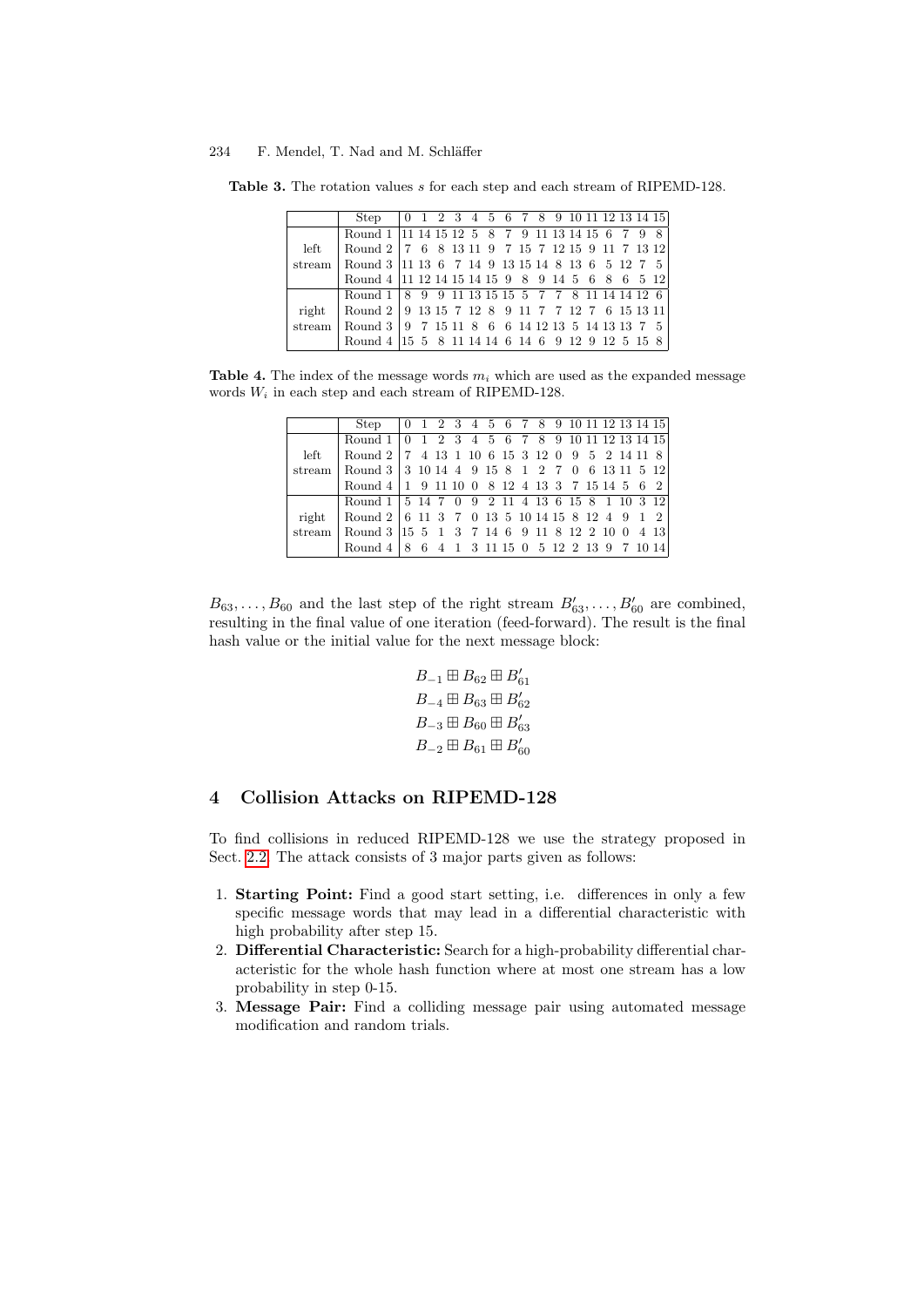**Table 3.** The rotation values $s$ for each step and each stream of RIPEMD-128.

| | Step | 0 | 1 | 2 | 3 | 4 | 5 | 6 | 7 | 8 | 9 | 10 | 11 | 12 | 13 | 14 | 15 |
|---|---|---|---|---|---|---|---|---|---|---|---|---|---|---|---|---|---|
| left stream | Round 1 | 11 | 14 | 15 | 12 | 5 | 8 | 7 | 9 | 11 | 13 | 14 | 15 | 6 | 7 | 9 | 8 |
| | Round 2 | 7 | 6 | 8 | 13 | 11 | 9 | 7 | 15 | 7 | 12 | 15 | 9 | 11 | 7 | 13 | 12 |
| | Round 3 | 11 | 13 | 6 | 7 | 14 | 9 | 13 | 15 | 14 | 8 | 13 | 6 | 5 | 12 | 7 | 5 |
| | Round 4 | 11 | 12 | 14 | 15 | 14 | 15 | 9 | 8 | 9 | 14 | 5 | 6 | 8 | 6 | 5 | 12 |
| right stream | Round 1 | 8 | 9 | 9 | 11 | 13 | 15 | 15 | 5 | 7 | 7 | 8 | 11 | 14 | 14 | 12 | 6 |
| | Round 2 | 9 | 13 | 15 | 7 | 12 | 8 | 9 | 11 | 7 | 7 | 12 | 7 | 6 | 15 | 13 | 11 |
| | Round 3 | 9 | 7 | 15 | 11 | 8 | 6 | 6 | 14 | 12 | 13 | 5 | 14 | 13 | 13 | 7 | 5 |
| | Round 4 | 15 | 5 | 8 | 11 | 14 | 14 | 6 | 14 | 6 | 9 | 12 | 9 | 12 | 5 | 15 | 8 |

**Table 4.** The index of the message words $m_i$ which are used as the expanded message words $W_i$ in each step and each stream of RIPEMD-128.

| | Step | 0 | 1 | 2 | 3 | 4 | 5 | 6 | 7 | 8 | 9 | 10 | 11 | 12 | 13 | 14 | 15 |
|---|---|---|---|---|---|---|---|---|---|---|---|---|---|---|---|---|---|
| left stream | Round 1 | 0 | 1 | 2 | 3 | 4 | 5 | 6 | 7 | 8 | 9 | 10 | 11 | 12 | 13 | 14 | 15 |
| | Round 2 | 7 | 4 | 13 | 1 | 10 | 6 | 15 | 3 | 12 | 0 | 9 | 5 | 2 | 14 | 11 | 8 |
| | Round 3 | 3 | 10 | 14 | 4 | 9 | 15 | 8 | 1 | 2 | 7 | 0 | 6 | 13 | 11 | 5 | 12 |
| | Round 4 | 1 | 9 | 11 | 10 | 0 | 8 | 12 | 4 | 13 | 3 | 7 | 15 | 14 | 5 | 6 | 2 |
| right stream | Round 1 | 5 | 14 | 7 | 0 | 9 | 2 | 11 | 4 | 13 | 6 | 15 | 8 | 1 | 10 | 3 | 12 |
| | Round 2 | 6 | 11 | 3 | 7 | 0 | 13 | 5 | 10 | 14 | 15 | 8 | 12 | 4 | 9 | 1 | 2 |
| | Round 3 | 15 | 5 | 1 | 3 | 7 | 14 | 6 | 9 | 11 | 8 | 12 | 2 | 10 | 0 | 4 | 13 |
| | Round 4 | 8 | 6 | 4 | 1 | 3 | 11 | 15 | 0 | 5 | 12 | 2 | 13 | 9 | 7 | 10 | 14 |

$B_{63}, \ldots, B_{60}$ and the last step of the right stream $B'_{63}, \ldots, B'_{60}$ are combined, resulting in the final value of one iteration (feed-forward). The result is the final hash value or the initial value for the next message block:

$$
\begin{aligned}
&B_{-1} \boxplus B_{62} \boxplus B'_{61} \\
&B_{-4} \boxplus B_{63} \boxplus B'_{62} \\
&B_{-3} \boxplus B_{60} \boxplus B'_{63} \\
&B_{-2} \boxplus B_{61} \boxplus B'_{60}
\end{aligned}
$$

## 4 Collision Attacks on RIPEMD-128

To find collisions in reduced RIPEMD-128 we use the strategy proposed in Sect. 2.2. The attack consists of 3 major parts given as follows:

1. **Starting Point:** Find a good start setting, i.e. differences in only a few specific message words that may lead in a differential characteristic with high probability after step 15.
2. **Differential Characteristic:** Search for a high-probability differential characteristic for the whole hash function where at most one stream has a low probability in step 0-15.
3. **Message Pair:** Find a colliding message pair using automated message modification and random trials.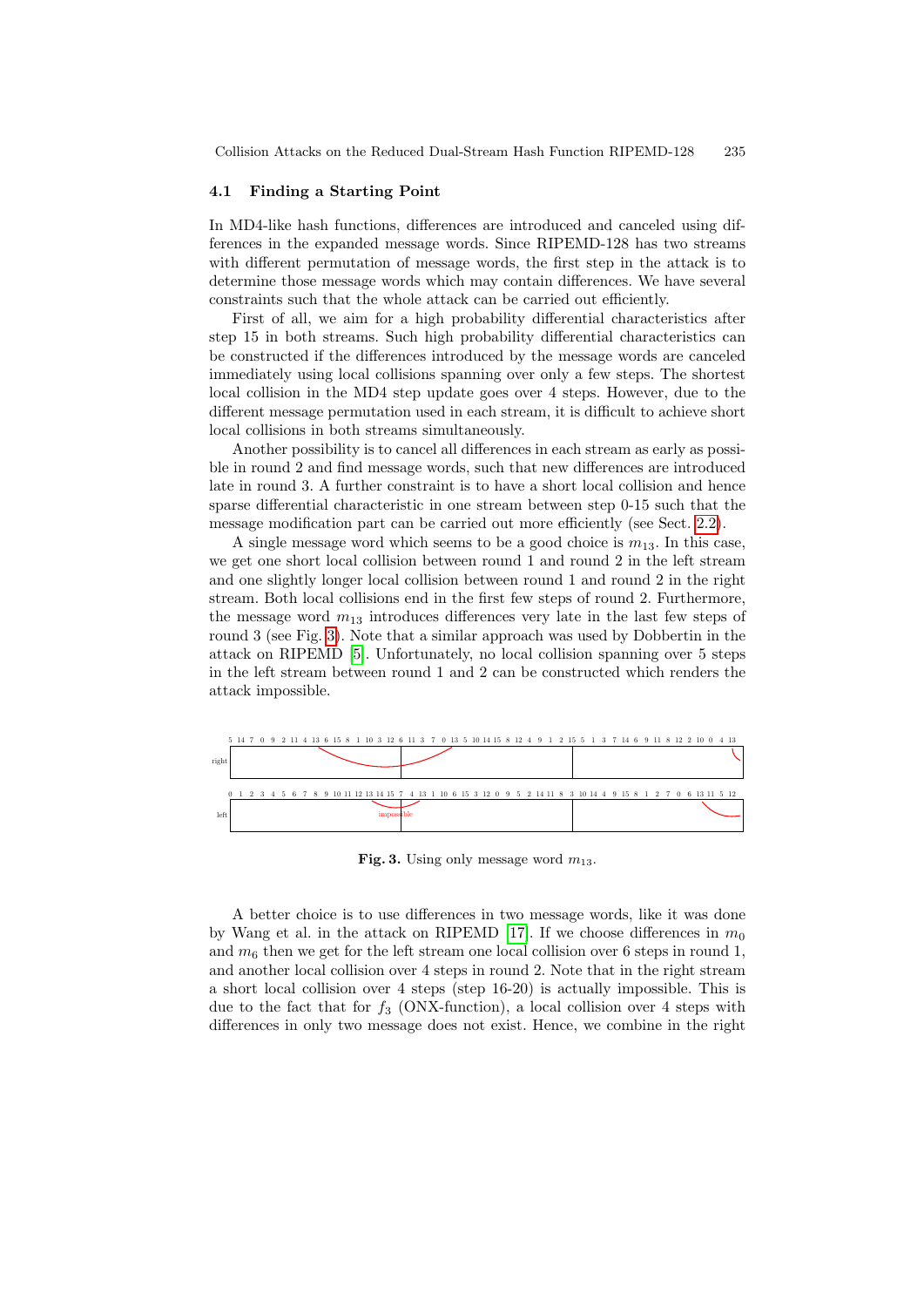### 4.1 Finding a Starting Point

In MD4-like hash functions, differences are introduced and canceled using differences in the expanded message words. Since RIPEMD-128 has two streams with different permutation of message words, the first step in the attack is to determine those message words which may contain differences. We have several constraints such that the whole attack can be carried out efficiently.

First of all, we aim for a high probability differential characteristics after step 15 in both streams. Such high probability differential characteristics can be constructed if the differences introduced by the message words are canceled immediately using local collisions spanning over only a few steps. The shortest local collision in the MD4 step update goes over 4 steps. However, due to the different message permutation used in each stream, it is difficult to achieve short local collisions in both streams simultaneously.

Another possibility is to cancel all differences in each stream as early as possible in round 2 and find message words, such that new differences are introduced late in round 3. A further constraint is to have a short local collision and hence sparse differential characteristic in one stream between step 0-15 such that the message modification part can be carried out more efficiently (see Sect. 2.2).

A single message word which seems to be a good choice is $m_{13}$. In this case, we get one short local collision between round 1 and round 2 in the left stream and one slightly longer local collision between round 1 and round 2 in the right stream. Both local collisions end in the first few steps of round 2. Furthermore, the message word $m_{13}$ introduces differences very late in the last few steps of round 3 (see Fig. 3). Note that a similar approach was used by Dobbertin in the attack on RIPEMD [5]. Unfortunately, no local collision spanning over 5 steps in the left stream between round 1 and 2 can be constructed which renders the attack impossible.

right
5 14 7 0 9 2 11 4 13 6 15 8 1 10 3 12 6 11 3 7 0 13 5 10 14 15 8 12 4 9 1 2 15 5 1 3 7 14 6 9 11 8 12 2 10 0 4 13

left
0 1 2 3 4 5 6 7 8 9 10 11 12 13 14 15 7 4 13 1 10 6 15 3 12 0 9 5 2 14 11 8 3 10 14 4 9 15 8 1 2 7 0 6 13 11 5 12

impossible

**Fig. 3.** Using only message word $m_{13}$.

A better choice is to use differences in two message words, like it was done by Wang et al. in the attack on RIPEMD [17]. If we choose differences in $m_0$ and $m_6$ then we get for the left stream one local collision over 6 steps in round 1, and another local collision over 4 steps in round 2. Note that in the right stream a short local collision over 4 steps (step 16-20) is actually impossible. This is due to the fact that for $f_3$ (ONX-function), a local collision over 4 steps with differences in only two message does not exist. Hence, we combine in the right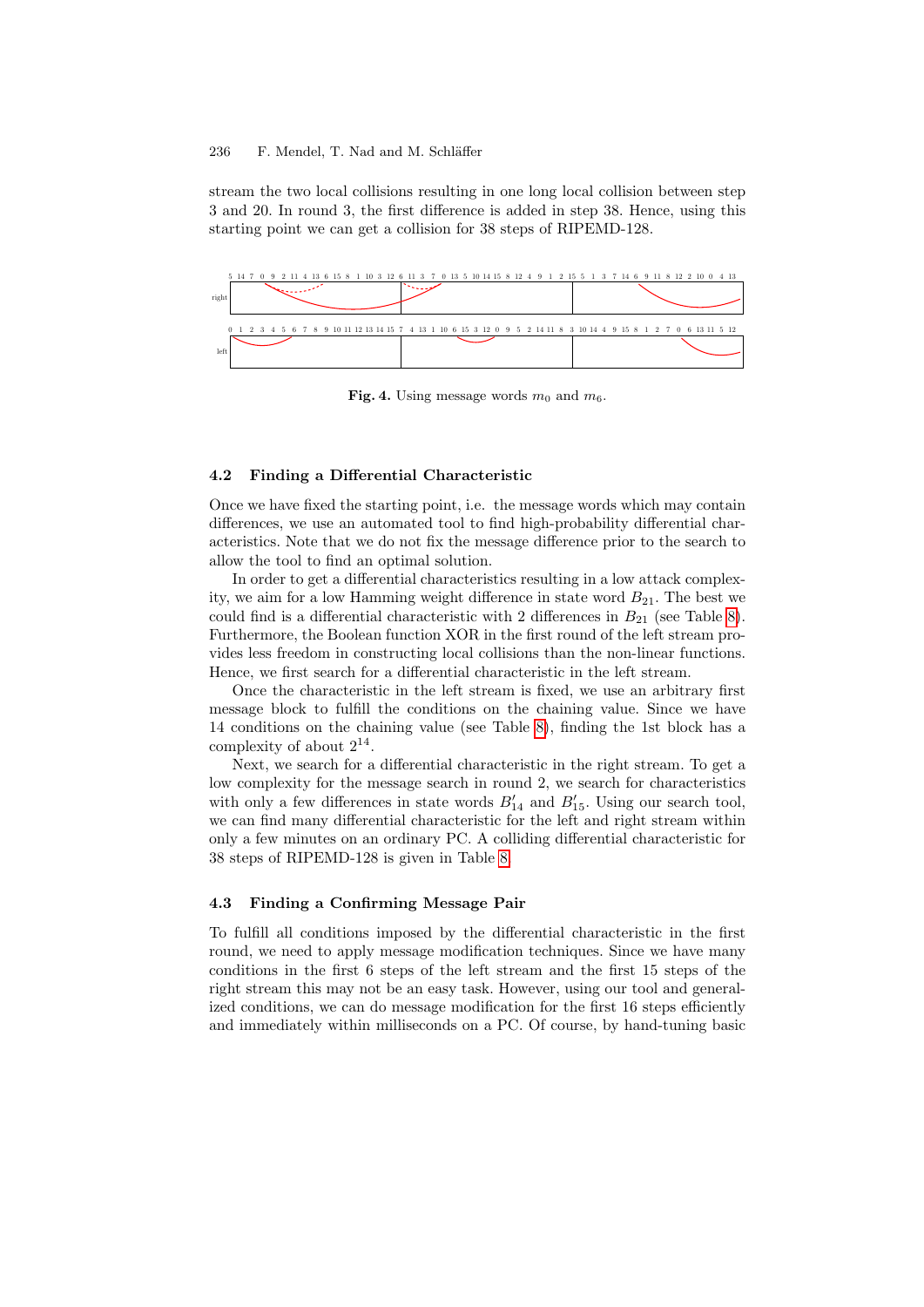stream the two local collisions resulting in one long local collision between step 3 and 20. In round 3, the first difference is added in step 38. Hence, using this starting point we can get a collision for 38 steps of RIPEMD-128.

5 14 7 0 9 2 11 4 13 6 15 8 1 10 3 12 6 11 3 7 0 13 5 10 14 15 8 12 4 9 1 2 15 5 1 3 7 14 6 9 11 8 12 2 10 0 4 13

right

0 1 2 3 4 5 6 7 8 9 10 11 12 13 14 15 7 4 13 1 10 6 15 3 12 0 9 5 2 14 11 8 3 10 14 4 9 15 8 1 2 7 0 6 13 11 5 12

left

**Fig. 4.** Using message words $m_0$ and $m_6$.

### 4.2 Finding a Differential Characteristic

Once we have fixed the starting point, i.e. the message words which may contain differences, we use an automated tool to find high-probability differential characteristics. Note that we do not fix the message difference prior to the search to allow the tool to find an optimal solution.

In order to get a differential characteristics resulting in a low attack complexity, we aim for a low Hamming weight difference in state word $B_{21}$. The best we could find is a differential characteristic with 2 differences in $B_{21}$ (see Table 8). Furthermore, the Boolean function XOR in the first round of the left stream provides less freedom in constructing local collisions than the non-linear functions. Hence, we first search for a differential characteristic in the left stream.

Once the characteristic in the left stream is fixed, we use an arbitrary first message block to fulfill the conditions on the chaining value. Since we have 14 conditions on the chaining value (see Table 8), finding the 1st block has a complexity of about $2^{14}$.

Next, we search for a differential characteristic in the right stream. To get a low complexity for the message search in round 2, we search for characteristics with only a few differences in state words $B'_{14}$ and $B'_{15}$. Using our search tool, we can find many differential characteristic for the left and right stream within only a few minutes on an ordinary PC. A colliding differential characteristic for 38 steps of RIPEMD-128 is given in Table 8.

### 4.3 Finding a Confirming Message Pair

To fulfill all conditions imposed by the differential characteristic in the first round, we need to apply message modification techniques. Since we have many conditions in the first 6 steps of the left stream and the first 15 steps of the right stream this may not be an easy task. However, using our tool and generalized conditions, we can do message modification for the first 16 steps efficiently and immediately within milliseconds on a PC. Of course, by hand-tuning basic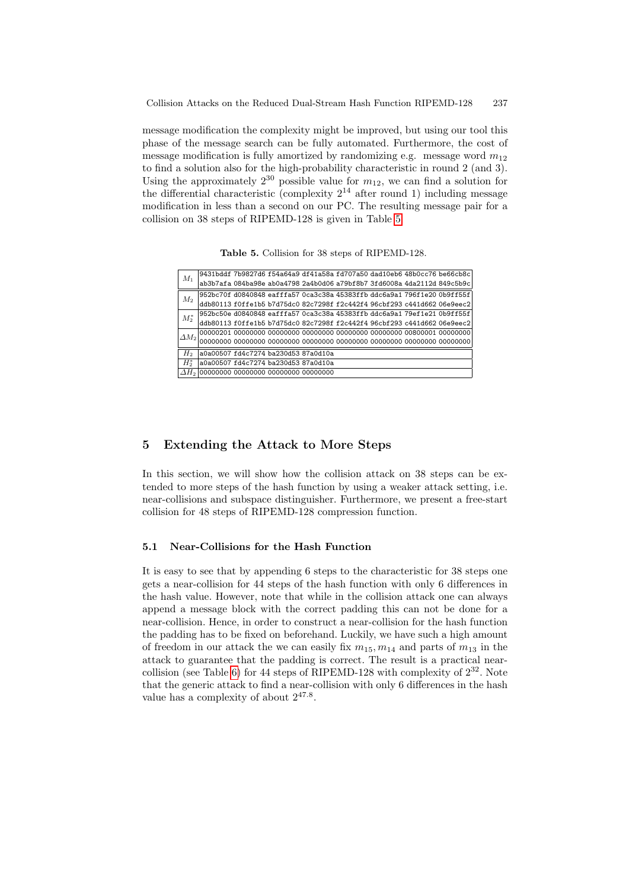message modification the complexity might be improved, but using our tool this phase of the message search can be fully automated. Furthermore, the cost of message modification is fully amortized by randomizing e.g. message word $m_{12}$ to find a solution also for the high-probability characteristic in round 2 (and 3). Using the approximately $2^{30}$ possible value for $m_{12}$, we can find a solution for the differential characteristic (complexity $2^{14}$ after round 1) including message modification in less than a second on our PC. The resulting message pair for a collision on 38 steps of RIPEMD-128 is given in Table 5.

**Table 5.** Collision for 38 steps of RIPEMD-128.

| | |
|---|---|
| $M_1$ | 9431bddf 7b9827d6 f54a64a9 df41a58a fd707a50 dad10eb6 48b0cc76 be66cb8c<br>ab3b7afa 084ba98e ab0a4798 2a4b0d06 a79bf8b7 3fd6008a 4da2112d 849c5b9c |
| $M_2$ | 952bc70f d0840848 eafffa57 0ca3c38a 45383ffb ddc6a9a1 796f1e20 0b9ff55f<br>ddb80113 f0ffe1b5 b7d75dc0 82c7298f f2c442f4 96cbf293 c441d662 06e9eec2 |
| $M_2^*$ | 952bc50e d0840848 eafffa57 0ca3c38a 45383ffb ddc6a9a1 79ef1e21 0b9ff55f<br>ddb80113 f0ffe1b5 b7d75dc0 82c7298f f2c442f4 96cbf293 c441d662 06e9eec2 |
| $\Delta M_2$ | 00000201 00000000 00000000 00000000 00000000 00000000 00800001 00000000<br>00000000 00000000 00000000 00000000 00000000 00000000 00000000 00000000 |
| $H_2$ | a0a00507 fd4c7274 ba230d53 87a0d10a |
| $H_2^*$ | a0a00507 fd4c7274 ba230d53 87a0d10a |
| $\Delta H_2$ | 00000000 00000000 00000000 00000000 |

## 5 Extending the Attack to More Steps

In this section, we will show how the collision attack on 38 steps can be extended to more steps of the hash function by using a weaker attack setting, i.e. near-collisions and subspace distinguisher. Furthermore, we present a free-start collision for 48 steps of RIPEMD-128 compression function.

### 5.1 Near-Collisions for the Hash Function

It is easy to see that by appending 6 steps to the characteristic for 38 steps one gets a near-collision for 44 steps of the hash function with only 6 differences in the hash value. However, note that while in the collision attack one can always append a message block with the correct padding this can not be done for a near-collision. Hence, in order to construct a near-collision for the hash function the padding has to be fixed on beforehand. Luckily, we have such a high amount of freedom in our attack the we can easily fix $m_{15}, m_{14}$ and parts of $m_{13}$ in the attack to guarantee that the padding is correct. The result is a practical near-collision (see Table 6) for 44 steps of RIPEMD-128 with complexity of $2^{32}$. Note that the generic attack to find a near-collision with only 6 differences in the hash value has a complexity of about $2^{47.8}$.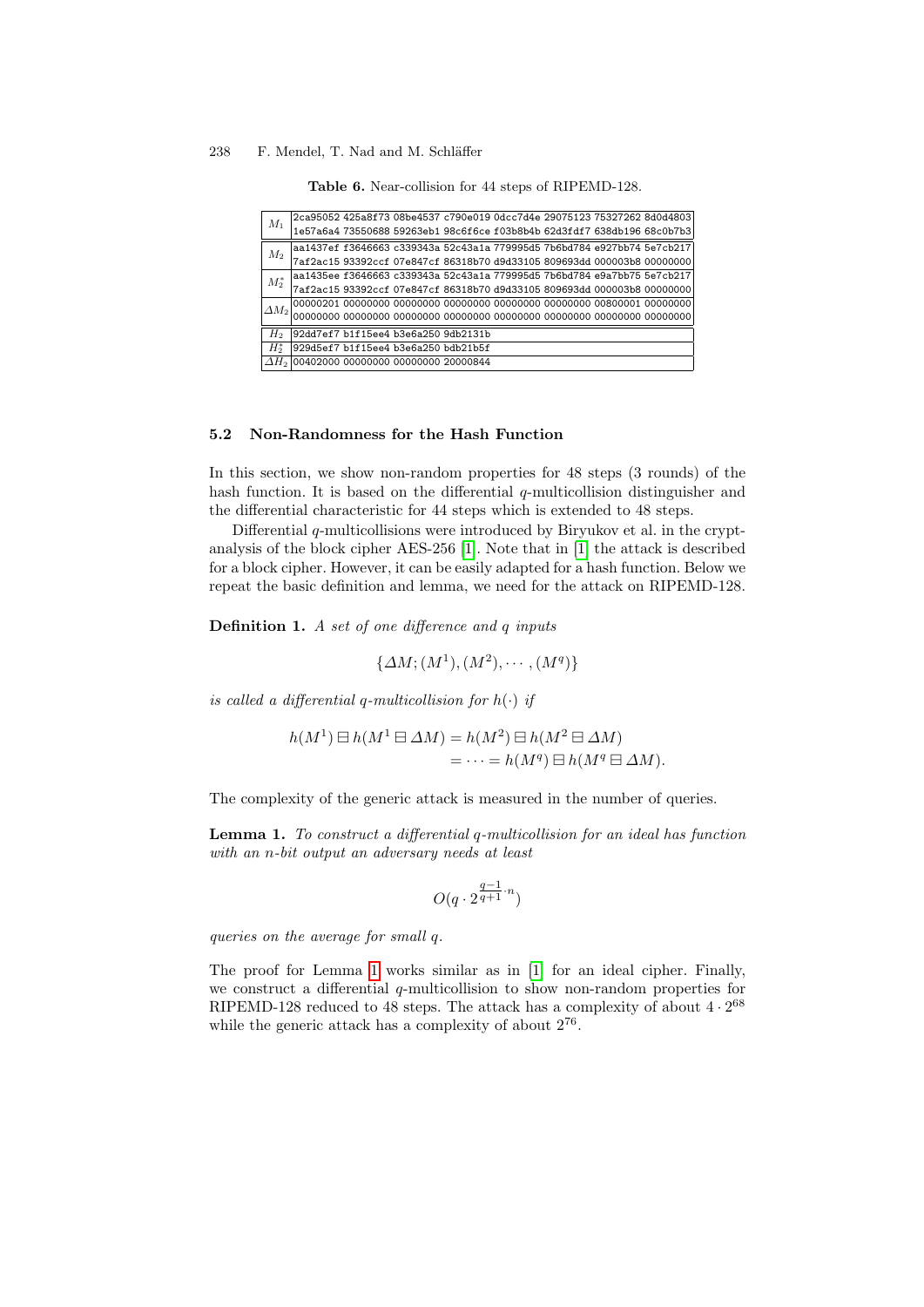**Table 6.** Near-collision for 44 steps of RIPEMD-128.

| | |
|---|---|
| $M_1$ | 2ca95052 425a8f73 08be4537 c790e019 0dcc7d4e 29075123 75327262 8d0d4803<br>1e57a6a4 73550688 59263eb1 98c6f6ce f03b8b4b 62d3fdf7 638db196 68c0b7b3 |
| $M_2$ | aa1437ef f3646663 c339343a 52c43a1a 779995d5 7b6bd784 e927bb74 5e7cb217<br>7af2ac15 93392ccf 07e847cf 86318b70 d9d33105 809693dd 000003b8 00000000 |
| $M_2^*$ | aa1435ee f3646663 c339343a 52c43a1a 779995d5 7b6bd784 e9a7bb75 5e7cb217<br>7af2ac15 93392ccf 07e847cf 86318b70 d9d33105 809693dd 000003b8 00000000 |
| $\Delta M_2$ | 00000201 00000000 00000000 00000000 00000000 00000000 00800001 00000000<br>00000000 00000000 00000000 00000000 00000000 00000000 00000000 00000000 |
| $H_2$ | 92dd7ef7 b1f15ee4 b3e6a250 9db2131b |
| $H_2^*$ | 929d5ef7 b1f15ee4 b3e6a250 bdb21b5f |
| $\Delta H_2$ | 00402000 00000000 00000000 20000844 |

### 5.2 Non-Randomness for the Hash Function

In this section, we show non-random properties for 48 steps (3 rounds) of the hash function. It is based on the differential $q$-multicollision distinguisher and the differential characteristic for 44 steps which is extended to 48 steps.

Differential $q$-multicollisions were introduced by Biryukov et al. in the cryptanalysis of the block cipher AES-256 [1]. Note that in [1] the attack is described for a block cipher. However, it can be easily adapted for a hash function. Below we repeat the basic definition and lemma, we need for the attack on RIPEMD-128.

**Definition 1.** *A set of one difference and $q$ inputs*

$$\{\Delta M; (M^1), (M^2), \cdots, (M^q)\}$$

*is called a differential $q$-multicollision for $h(\cdot)$ if*

$$h(M^1) \boxminus h(M^1 \boxminus \Delta M) = h(M^2) \boxminus h(M^2 \boxminus \Delta M) = \cdots = h(M^q) \boxminus h(M^q \boxminus \Delta M).$$

The complexity of the generic attack is measured in the number of queries.

**Lemma 1.** *To construct a differential $q$-multicollision for an ideal has function with an $n$-bit output an adversary needs at least*

$$O(q \cdot 2^{\frac{q-1}{q+1} \cdot n})$$

*queries on the average for small $q$.*

The proof for Lemma 1 works similar as in [1] for an ideal cipher. Finally, we construct a differential $q$-multicollision to show non-random properties for RIPEMD-128 reduced to 48 steps. The attack has a complexity of about $4 \cdot 2^{68}$ while the generic attack has a complexity of about $2^{76}$.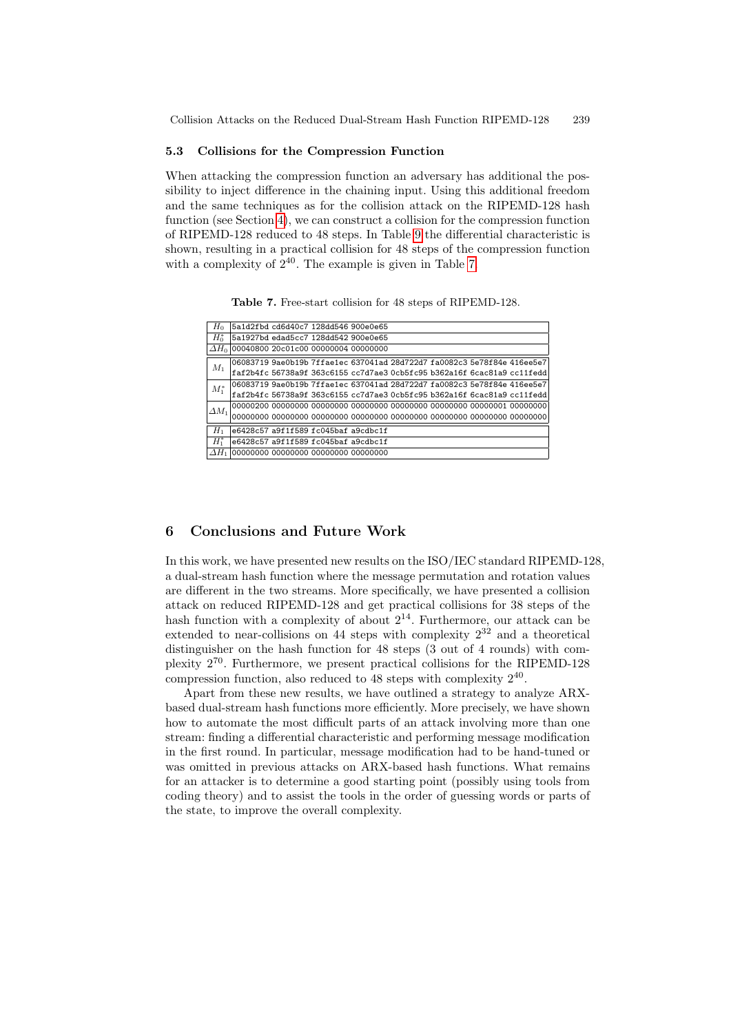### 5.3 Collisions for the Compression Function

When attacking the compression function an adversary has additional the possibility to inject difference in the chaining input. Using this additional freedom and the same techniques as for the collision attack on the RIPEMD-128 hash function (see Section 4), we can construct a collision for the compression function of RIPEMD-128 reduced to 48 steps. In Table 9 the differential characteristic is shown, resulting in a practical collision for 48 steps of the compression function with a complexity of $2^{40}$. The example is given in Table 7.

**Table 7.** Free-start collision for 48 steps of RIPEMD-128.

| | |
|---|---|
| $H_0$ | 5a1d2fbd cd6d40c7 128dd546 900e0e65 |
| $H_0^*$ | 5a1927bd edad5cc7 128dd542 900e0e65 |
| $\Delta H_0$ | 00040800 20c01c00 00000004 00000000 |
| $M_1$ | 06083719 9ae0b19b 7ffae1ec 637041ad 28d722d7 fa0082c3 5e78f84e 416ee5e7 faf2b4fc 56738a9f 363c6155 cc7d7ae3 0cb5fc95 b362a16f 6cac81a9 cc11fedd |
| $M_1^*$ | 06083719 9ae0b19b 7ffae1ec 637041ad 28d722d7 fa0082c3 5e78f84e 416ee5e7 faf2b4fc 56738a9f 363c6155 cc7d7ae3 0cb5fc95 b362a16f 6cac81a9 cc11fedd |
| $\Delta M_1$ | 00000200 00000000 00000000 00000000 00000000 00000000 00000001 00000000 00000000 00000000 00000000 00000000 00000000 00000000 00000000 00000000 |
| $H_1$ | e6428c57 a9f1f589 fc045baf a9cdbc1f |
| $H_1^*$ | e6428c57 a9f1f589 fc045baf a9cdbc1f |
| $\Delta H_1$ | 00000000 00000000 00000000 00000000 |

## 6 Conclusions and Future Work

In this work, we have presented new results on the ISO/IEC standard RIPEMD-128, a dual-stream hash function where the message permutation and rotation values are different in the two streams. More specifically, we have presented a collision attack on reduced RIPEMD-128 and get practical collisions for 38 steps of the hash function with a complexity of about $2^{14}$. Furthermore, our attack can be extended to near-collisions on 44 steps with complexity $2^{32}$ and a theoretical distinguisher on the hash function for 48 steps (3 out of 4 rounds) with complexity $2^{70}$. Furthermore, we present practical collisions for the RIPEMD-128 compression function, also reduced to 48 steps with complexity $2^{40}$.

Apart from these new results, we have outlined a strategy to analyze ARX-based dual-stream hash functions more efficiently. More precisely, we have shown how to automate the most difficult parts of an attack involving more than one stream: finding a differential characteristic and performing message modification in the first round. In particular, message modification had to be hand-tuned or was omitted in previous attacks on ARX-based hash functions. What remains for an attacker is to determine a good starting point (possibly using tools from coding theory) and to assist the tools in the order of guessing words or parts of the state, to improve the overall complexity.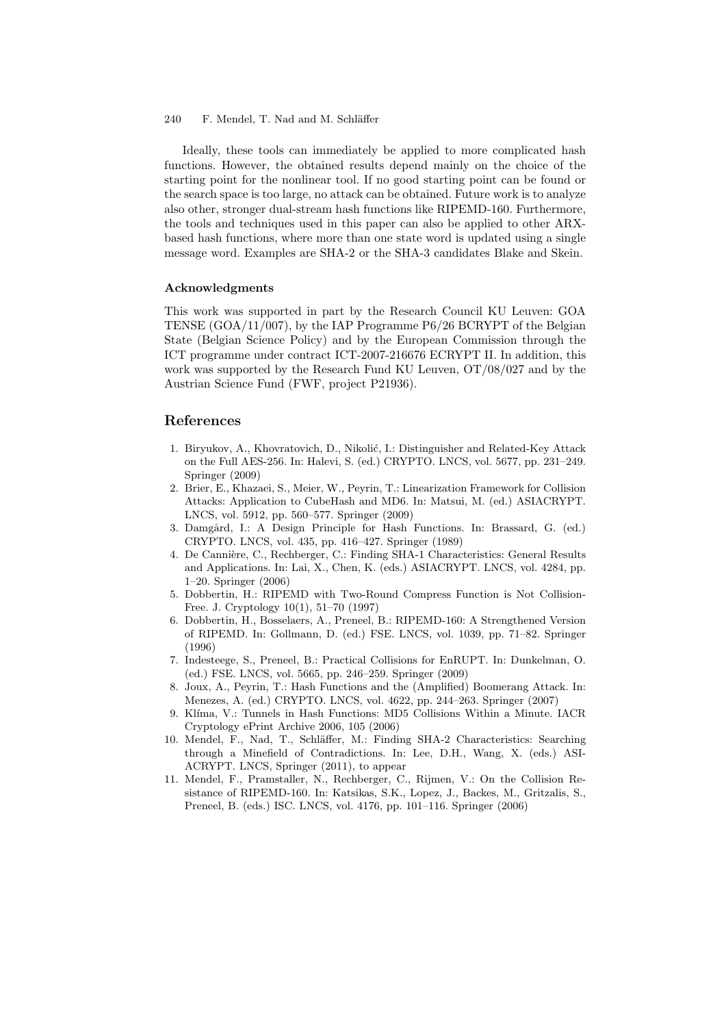Ideally, these tools can immediately be applied to more complicated hash functions. However, the obtained results depend mainly on the choice of the starting point for the nonlinear tool. If no good starting point can be found or the search space is too large, no attack can be obtained. Future work is to analyze also other, stronger dual-stream hash functions like RIPEMD-160. Furthermore, the tools and techniques used in this paper can also be applied to other ARX-based hash functions, where more than one state word is updated using a single message word. Examples are SHA-2 or the SHA-3 candidates Blake and Skein.

### Acknowledgments

This work was supported in part by the Research Council KU Leuven: GOA TENSE (GOA/11/007), by the IAP Programme P6/26 BCRYPT of the Belgian State (Belgian Science Policy) and by the European Commission through the ICT programme under contract ICT-2007-216676 ECRYPT II. In addition, this work was supported by the Research Fund KU Leuven, OT/08/027 and by the Austrian Science Fund (FWF, project P21936).

## References

1. Biryukov, A., Khovratovich, D., Nikolić, I.: Distinguisher and Related-Key Attack on the Full AES-256. In: Halevi, S. (ed.) CRYPTO. LNCS, vol. 5677, pp. 231–249. Springer (2009)
2. Brier, E., Khazaei, S., Meier, W., Peyrin, T.: Linearization Framework for Collision Attacks: Application to CubeHash and MD6. In: Matsui, M. (ed.) ASIACRYPT. LNCS, vol. 5912, pp. 560–577. Springer (2009)
3. Damgård, I.: A Design Principle for Hash Functions. In: Brassard, G. (ed.) CRYPTO. LNCS, vol. 435, pp. 416–427. Springer (1989)
4. De Cannière, C., Rechberger, C.: Finding SHA-1 Characteristics: General Results and Applications. In: Lai, X., Chen, K. (eds.) ASIACRYPT. LNCS, vol. 4284, pp. 1–20. Springer (2006)
5. Dobbertin, H.: RIPEMD with Two-Round Compress Function is Not Collision-Free. J. Cryptology 10(1), 51–70 (1997)
6. Dobbertin, H., Bosselaers, A., Preneel, B.: RIPEMD-160: A Strengthened Version of RIPEMD. In: Gollmann, D. (ed.) FSE. LNCS, vol. 1039, pp. 71–82. Springer (1996)
7. Indesteege, S., Preneel, B.: Practical Collisions for EnRUPT. In: Dunkelman, O. (ed.) FSE. LNCS, vol. 5665, pp. 246–259. Springer (2009)
8. Joux, A., Peyrin, T.: Hash Functions and the (Amplified) Boomerang Attack. In: Menezes, A. (ed.) CRYPTO. LNCS, vol. 4622, pp. 244–263. Springer (2007)
9. Klíma, V.: Tunnels in Hash Functions: MD5 Collisions Within a Minute. IACR Cryptology ePrint Archive 2006, 105 (2006)
10. Mendel, F., Nad, T., Schläffer, M.: Finding SHA-2 Characteristics: Searching through a Minefield of Contradictions. In: Lee, D.H., Wang, X. (eds.) ASIACRYPT. LNCS, Springer (2011), to appear
11. Mendel, F., Pramstaller, N., Rechberger, C., Rijmen, V.: On the Collision Resistance of RIPEMD-160. In: Katsikas, S.K., Lopez, J., Backes, M., Gritzalis, S., Preneel, B. (eds.) ISC. LNCS, vol. 4176, pp. 101–116. Springer (2006)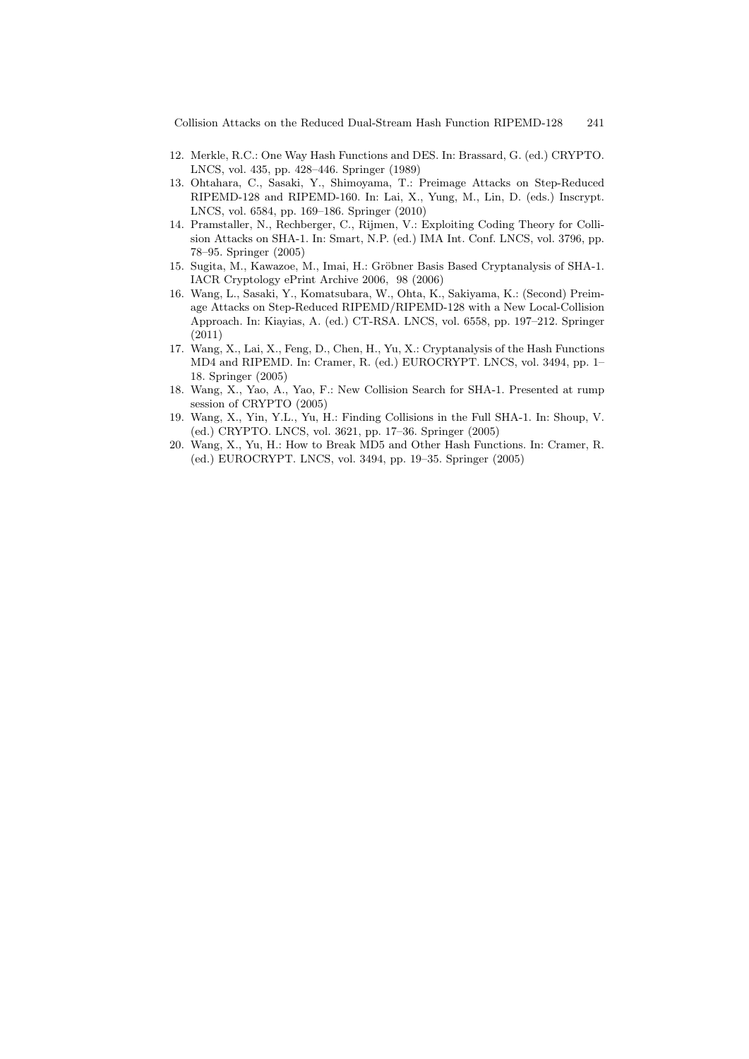12. Merkle, R.C.: One Way Hash Functions and DES. In: Brassard, G. (ed.) CRYPTO. LNCS, vol. 435, pp. 428–446. Springer (1989)
13. Ohtahara, C., Sasaki, Y., Shimoyama, T.: Preimage Attacks on Step-Reduced RIPEMD-128 and RIPEMD-160. In: Lai, X., Yung, M., Lin, D. (eds.) Inscrypt. LNCS, vol. 6584, pp. 169–186. Springer (2010)
14. Pramstaller, N., Rechberger, C., Rijmen, V.: Exploiting Coding Theory for Collision Attacks on SHA-1. In: Smart, N.P. (ed.) IMA Int. Conf. LNCS, vol. 3796, pp. 78–95. Springer (2005)
15. Sugita, M., Kawazoe, M., Imai, H.: Gröbner Basis Based Cryptanalysis of SHA-1. IACR Cryptology ePrint Archive 2006, 98 (2006)
16. Wang, L., Sasaki, Y., Komatsubara, W., Ohta, K., Sakiyama, K.: (Second) Preimage Attacks on Step-Reduced RIPEMD/RIPEMD-128 with a New Local-Collision Approach. In: Kiayias, A. (ed.) CT-RSA. LNCS, vol. 6558, pp. 197–212. Springer (2011)
17. Wang, X., Lai, X., Feng, D., Chen, H., Yu, X.: Cryptanalysis of the Hash Functions MD4 and RIPEMD. In: Cramer, R. (ed.) EUROCRYPT. LNCS, vol. 3494, pp. 1–18. Springer (2005)
18. Wang, X., Yao, A., Yao, F.: New Collision Search for SHA-1. Presented at rump session of CRYPTO (2005)
19. Wang, X., Yin, Y.L., Yu, H.: Finding Collisions in the Full SHA-1. In: Shoup, V. (ed.) CRYPTO. LNCS, vol. 3621, pp. 17–36. Springer (2005)
20. Wang, X., Yu, H.: How to Break MD5 and Other Hash Functions. In: Cramer, R. (ed.) EUROCRYPT. LNCS, vol. 3494, pp. 19–35. Springer (2005)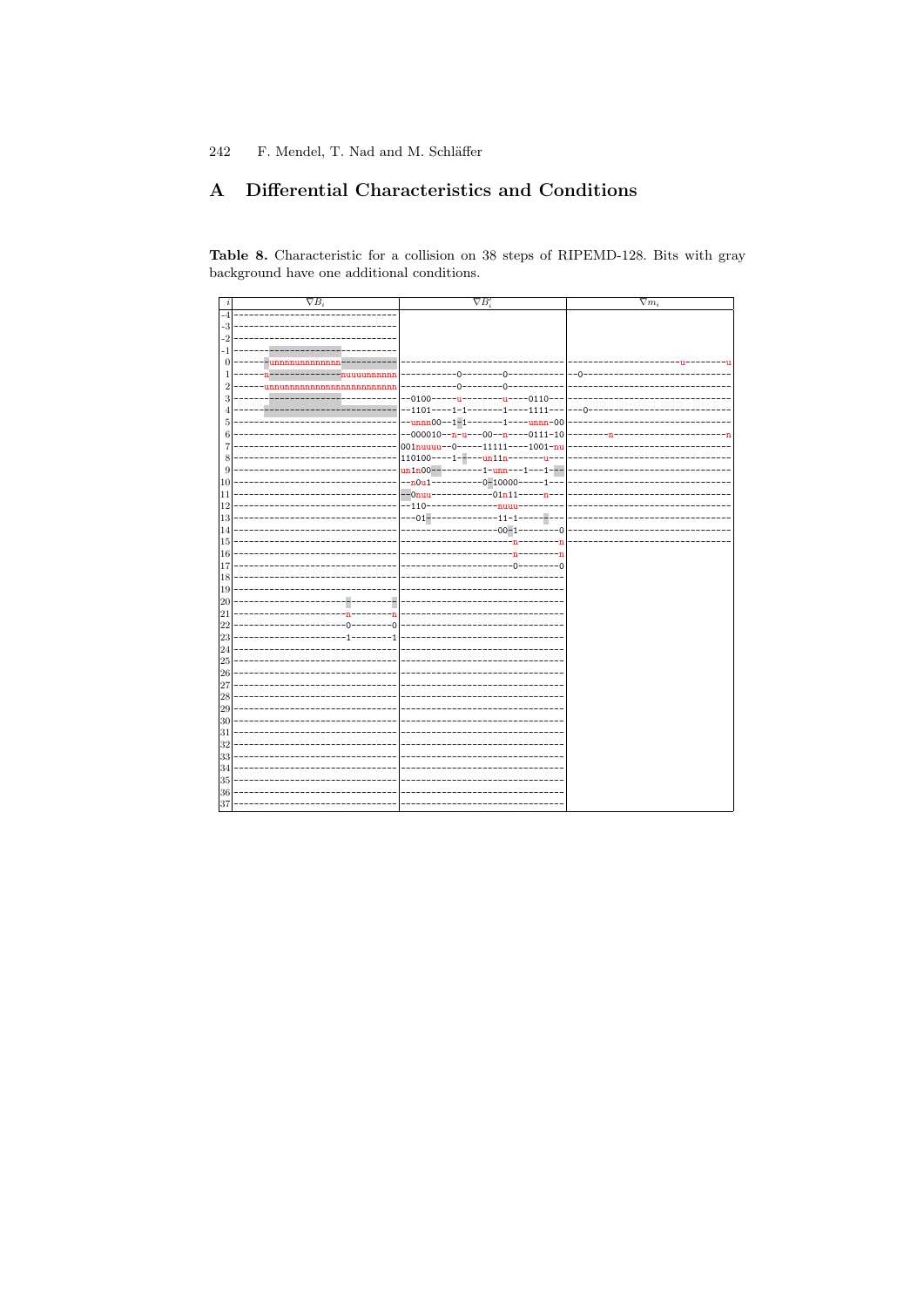## A Differential Characteristics and Conditions

**Table 8.** Characteristic for a collision on 38 steps of RIPEMD-128. Bits with gray background have one additional conditions.

| $i$ | $\nabla B_i$ | $\nabla B'_i$ | $\nabla m_i$ |
|---|---|---|---|
| -4 | -------------------------------- | | |
| -3 | -------------------------------- | | |
| -2 | -------------------------------- | | |
| -1 | -------------------------------- | | |
| 0 | ------unnnnnnnnnnnnnn----------- | -------------------------------- | ---------------------u--------u |
| 1 | ------n--------------nuuuunnnnnn | -----------0--------0----------- | --0----------------------------- |
| 2 | ------unnunnnnnnnnnnnnnnnnnnnnnn | -----------0--------0----------- | -------------------------------- |
| 3 | -------------------------------- | --0100-----u--------u----0110--- | -------------------------------- |
| 4 | -------------------------------- | --1101----1-1-------1----1111--- | ---0---------------------------- |
| 5 | -------------------------------- | --unnn00--1-1-------1----unnn-00 | -------------------------------- |
| 6 | -------------------------------- | --000010--n-u---00--n----0111-10 | --------n----------------------n |
| 7 | -------------------------------- | 001nuuuu--0-----11111----1001-nu | -------------------------------- |
| 8 | -------------------------------- | 110100----1--------un11n-------u--- | -------------------------------- |
| 9 | -------------------------------- | un1n00----------1-unn---1---1--- | -------------------------------- |
| 10 | -------------------------------- | --n0u1----------0-10000-----1--- | -------------------------------- |
| 11 | -------------------------------- | --0nuu-----------01n11-----n---- | -------------------------------- |
| 12 | -------------------------------- | --110-------------nuuu---------- | -------------------------------- |
| 13 | -------------------------------- | ---01-------------11-1-----–---- | -------------------------------- |
| 14 | -------------------------------- | ------------------00-1--------0 | -------------------------------- |
| 15 | -------------------------------- | ---------------------n--------n | -------------------------------- |
| 16 | -------------------------------- | ---------------------n--------n | |
| 17 | -------------------------------- | ---------------------0--------0 | |
| 18 | -------------------------------- | -------------------------------- | |
| 19 | -------------------------------- | -------------------------------- | |
| 20 | -------------------------------- | -------------------------------- | |
| 21 | ----------------------n--------n | -------------------------------- | |
| 22 | ----------------------0--------0 | -------------------------------- | |
| 23 | ----------------------1--------1 | -------------------------------- | |
| 24 | -------------------------------- | -------------------------------- | |
| 25 | -------------------------------- | -------------------------------- | |
| 26 | -------------------------------- | -------------------------------- | |
| 27 | -------------------------------- | -------------------------------- | |
| 28 | -------------------------------- | -------------------------------- | |
| 29 | -------------------------------- | -------------------------------- | |
| 30 | -------------------------------- | -------------------------------- | |
| 31 | -------------------------------- | -------------------------------- | |
| 32 | -------------------------------- | -------------------------------- | |
| 33 | -------------------------------- | -------------------------------- | |
| 34 | -------------------------------- | -------------------------------- | |
| 35 | -------------------------------- | -------------------------------- | |
| 36 | -------------------------------- | -------------------------------- | |
| 37 | -------------------------------- | -------------------------------- | |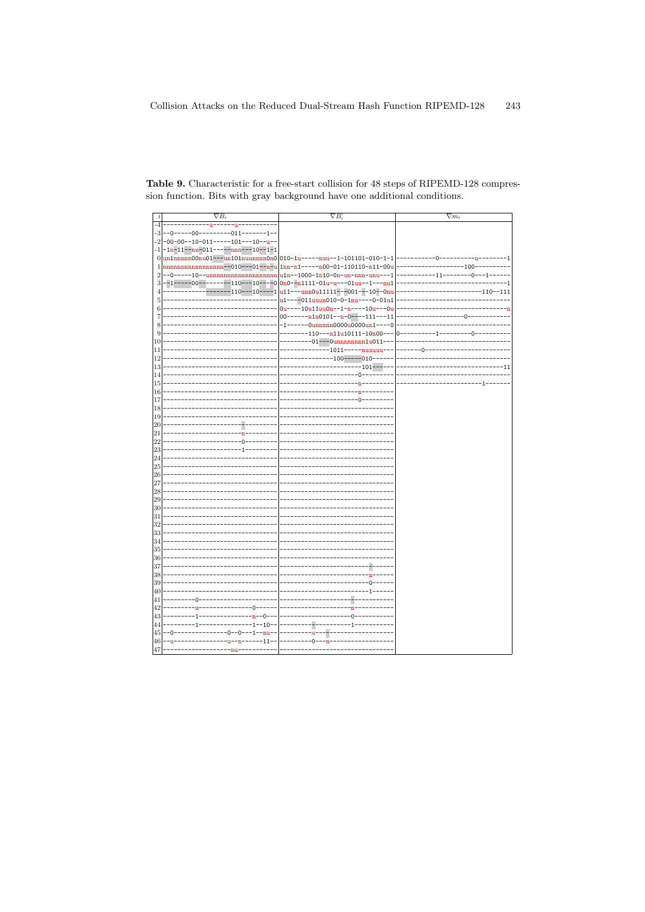**Table 9.** Characteristic for a free-start collision for 48 steps of RIPEMD-128 compression function. Bits with gray background have one additional conditions.

| $i$ | $\nabla B_i$ | $\nabla B'_i$ | $\nabla m_i$ |
|---|---|---|---|
| -4 | -------------u------u----------- | | |
| -3 | --0-----00---------011-------1-- | | |
| -2 | -00-00--10-011-----101---10--u-- | | |
| -1 | -1n-11--nu-011------nnn---10--1-1 | | |
| 0 | un1nnnnn00nu01---un101nuunnnn0n0 | 010-1u-----nuu--1-101101-010-1-1 | -----------0----------u--------1 |
| 1 | nnnnnnnnnnnnnnnn--010---01--n-u | 1nn-n1-----n00-01-110110-n11-00u | ------------------100---------- |
| 2 | --0-----10--unnnnnnnnnnnnnnnnnnn | u1n--1000-1n10-0n-un-nnn-unu---1 | -----------11--------0---1------ |
| 3 | --1------00--------110---10-----0 | 0n0--n1111-01u-u---01uu--1---nu1 | -------------------------------1 |
| 4 | ---------------------110---10------1 | u11---unn0u11111---001---10--0nu | -----------------------110--111 |
| 5 | -------------------------------- | u1----011uuun010-0-1nu----0-01u1 | -------------------------------- |
| 6 | -------------------------------- | 0u----10u11uu0n--1-n----10u---0u | -------------------------------n |
| 7 | -------------------------------- | 00------n1n0101--n-0----111---11 | ------------------0------------ |
| 8 | -------------------------------- | -1------0unnnnn0000u0000un1----0 | -------------------------------- |
| 9 | -------------------------------- | --------110---n11u10111-10n00--- | 0----------1---------0---------- |
| 10 | -------------------------------- | ---------01----0unnnnnnnn1u011--- | -------------------------------- |
| 11 | -------------------------------- | --------------1011-----nuuuuu--- | -------0------------------------ |
| 12 | -------------------------------- | ---------------100------010----- | -------------------------------- |
| 13 | -------------------------------- | ----------------------101------ | -----------------------------11 |
| 14 | -------------------------------- | ----------------------0--------- | -------------------------------- |
| 15 | -------------------------------- | ----------------------n--------- | ------------------------1------- |
| 16 | -------------------------------- | ----------------------n--------- | |
| 17 | -------------------------------- | ----------------------0--------- | |
| 18 | -------------------------------- | -------------------------------- | |
| 19 | -------------------------------- | -------------------------------- | |
| 20 | -----------------------+--------- | -------------------------------- | |
| 21 | -----------------------n--------- | -------------------------------- | |
| 22 | -----------------------0--------- | -------------------------------- | |
| 23 | -----------------------1--------- | -------------------------------- | |
| 24 | -------------------------------- | -------------------------------- | |
| 25 | -------------------------------- | -------------------------------- | |
| 26 | -------------------------------- | -------------------------------- | |
| 27 | -------------------------------- | -------------------------------- | |
| 28 | -------------------------------- | -------------------------------- | |
| 29 | -------------------------------- | -------------------------------- | |
| 30 | -------------------------------- | -------------------------------- | |
| 31 | -------------------------------- | -------------------------------- | |
| 32 | -------------------------------- | -------------------------------- | |
| 33 | -------------------------------- | -------------------------------- | |
| 34 | -------------------------------- | -------------------------------- | |
| 35 | -------------------------------- | -------------------------------- | |
| 36 | -------------------------------- | -------------------------------- | |
| 37 | -------------------------------- | -------------------------+------ | |
| 38 | -------------------------------- | -------------------------n------ | |
| 39 | -------------------------------- | -------------------------0------ | |
| 40 | -------------------------------- | -------------------------1------ | |
| 41 | ---------0---------------------- | --------------------+----------- | |
| 42 | ---------u---------------0------ | --------------------n----------- | |
| 43 | ---------1---------------n--0--- | --------------------0----------- | |
| 44 | ---------1---------------1--10-- | ---------+----------1----------- | |
| 45 | --0-------------0--0---1--nu-- | ---------u---+------------------ | |
| 46 | --u-------------u--n------11-- | ---------0---n------------------ | |
| 47 | ------------------nu----------- | -------------------------------- | |